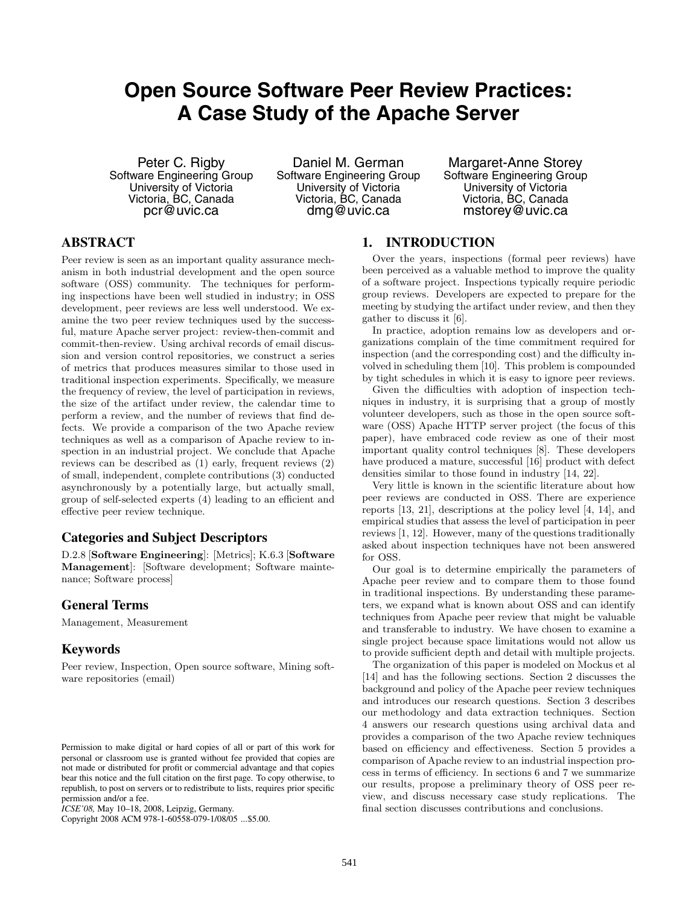# Open Source Software Peer Review Practices: A Case Study of the Apache Server

Peter C. Rigby
Software Engineering Group
University of Victoria
Victoria, BC, Canada
pcr@uvic.ca

Daniel M. German
Software Engineering Group
University of Victoria
Victoria, BC, Canada
dmg@uvic.ca

Margaret-Anne Storey
Software Engineering Group
University of Victoria
Victoria, BC, Canada
mstorey@uvic.ca

## ABSTRACT

Peer review is seen as an important quality assurance mechanism in both industrial development and the open source software (OSS) community. The techniques for performing inspections have been well studied in industry; in OSS development, peer reviews are less well understood. We examine the two peer review techniques used by the successful, mature Apache server project: review-then-commit and commit-then-review. Using archival records of email discussion and version control repositories, we construct a series of metrics that produces measures similar to those used in traditional inspection experiments. Specifically, we measure the frequency of review, the level of participation in reviews, the size of the artifact under review, the calendar time to perform a review, and the number of reviews that find defects. We provide a comparison of the two Apache review techniques as well as a comparison of Apache review to inspection in an industrial project. We conclude that Apache reviews can be described as (1) early, frequent reviews (2) of small, independent, complete contributions (3) conducted asynchronously by a potentially large, but actually small, group of self-selected experts (4) leading to an efficient and effective peer review technique.

### Categories and Subject Descriptors

D.2.8 [**Software Engineering**]: [Metrics]; K.6.3 [**Software Management**]: [Software development; Software maintenance; Software process]

### General Terms

Management, Measurement

### Keywords

Peer review, Inspection, Open source software, Mining software repositories (email)

Permission to make digital or hard copies of all or part of this work for personal or classroom use is granted without fee provided that copies are not made or distributed for profit or commercial advantage and that copies bear this notice and the full citation on the first page. To copy otherwise, to republish, to post on servers or to redistribute to lists, requires prior specific permission and/or a fee.
*ICSE'08,* May 10–18, 2008, Leipzig, Germany.
Copyright 2008 ACM 978-1-60558-079-1/08/05 ...$5.00.

## 1. INTRODUCTION

Over the years, inspections (formal peer reviews) have been perceived as a valuable method to improve the quality of a software project. Inspections typically require periodic group reviews. Developers are expected to prepare for the meeting by studying the artifact under review, and then they gather to discuss it [6].

In practice, adoption remains low as developers and organizations complain of the time commitment required for inspection (and the corresponding cost) and the difficulty involved in scheduling them [10]. This problem is compounded by tight schedules in which it is easy to ignore peer reviews.

Given the difficulties with adoption of inspection techniques in industry, it is surprising that a group of mostly volunteer developers, such as those in the open source software (OSS) Apache HTTP server project (the focus of this paper), have embraced code review as one of their most important quality control techniques [8]. These developers have produced a mature, successful [16] product with defect densities similar to those found in industry [14, 22].

Very little is known in the scientific literature about how peer reviews are conducted in OSS. There are experience reports [13, 21], descriptions at the policy level [4, 14], and empirical studies that assess the level of participation in peer reviews [1, 12]. However, many of the questions traditionally asked about inspection techniques have not been answered for OSS.

Our goal is to determine empirically the parameters of Apache peer review and to compare them to those found in traditional inspections. By understanding these parameters, we expand what is known about OSS and can identify techniques from Apache peer review that might be valuable and transferable to industry. We have chosen to examine a single project because space limitations would not allow us to provide sufficient depth and detail with multiple projects.

The organization of this paper is modeled on Mockus et al [14] and has the following sections. Section 2 discusses the background and policy of the Apache peer review techniques and introduces our research questions. Section 3 describes our methodology and data extraction techniques. Section 4 answers our research questions using archival data and provides a comparison of the two Apache review techniques based on efficiency and effectiveness. Section 5 provides a comparison of Apache review to an industrial inspection process in terms of efficiency. In sections 6 and 7 we summarize our results, propose a preliminary theory of OSS peer review, and discuss necessary case study replications. The final section discusses contributions and conclusions.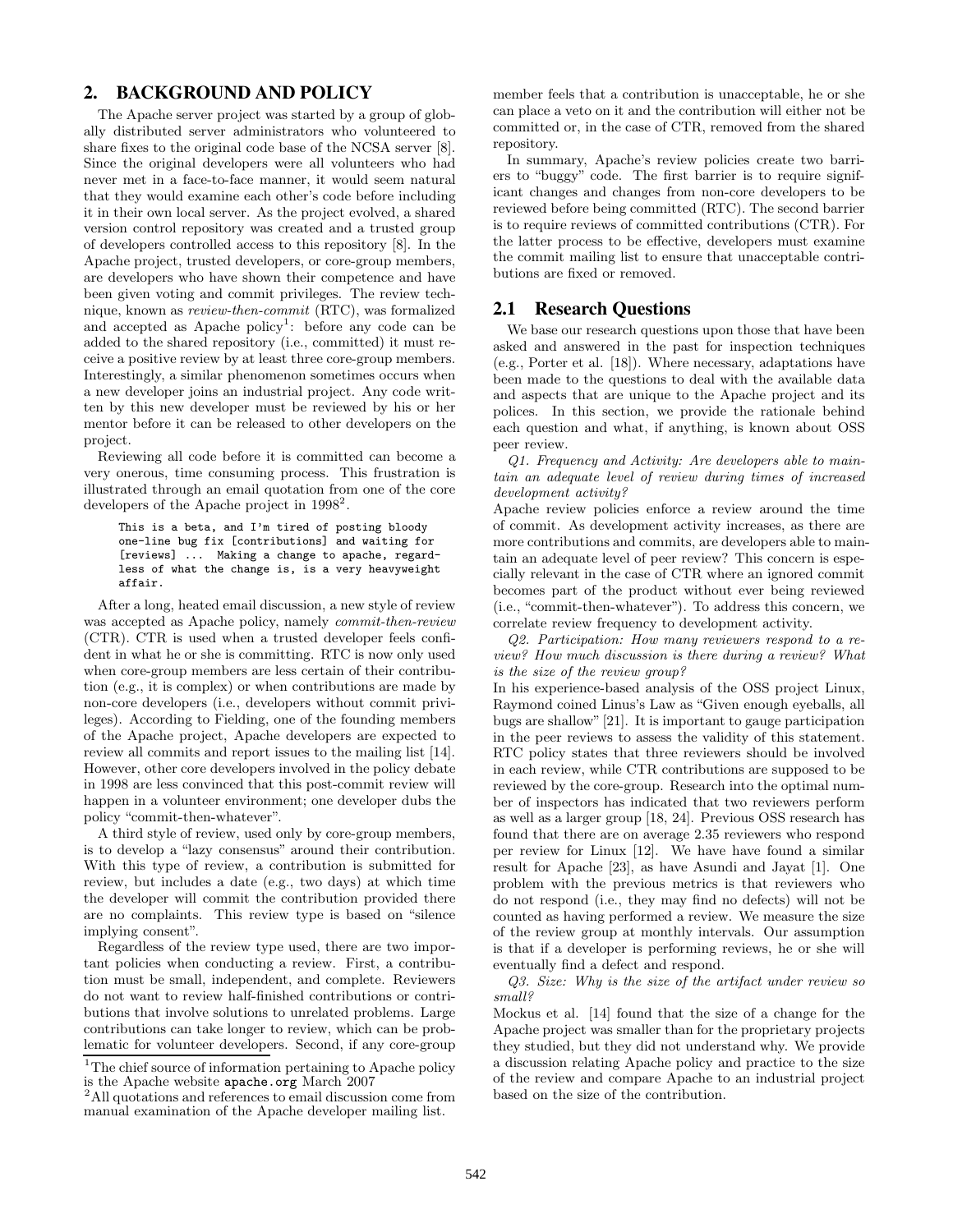## 2. BACKGROUND AND POLICY

The Apache server project was started by a group of globally distributed server administrators who volunteered to share fixes to the original code base of the NCSA server [8]. Since the original developers were all volunteers who had never met in a face-to-face manner, it would seem natural that they would examine each other's code before including it in their own local server. As the project evolved, a shared version control repository was created and a trusted group of developers controlled access to this repository [8]. In the Apache project, trusted developers, or core-group members, are developers who have shown their competence and have been given voting and commit privileges. The review technique, known as *review-then-commit* (RTC), was formalized and accepted as Apache policy[1]: before any code can be added to the shared repository (i.e., committed) it must receive a positive review by at least three core-group members. Interestingly, a similar phenomenon sometimes occurs when a new developer joins an industrial project. Any code written by this new developer must be reviewed by his or her mentor before it can be released to other developers on the project.

Reviewing all code before it is committed can become a very onerous, time consuming process. This frustration is illustrated through an email quotation from one of the core developers of the Apache project in 1998[2].

```
This is a beta, and I'm tired of posting bloody
one-line bug fix [contributions] and waiting for
[reviews] ...  Making a change to apache, regard-
less of what the change is, is a very heavyweight
affair.
```

After a long, heated email discussion, a new style of review was accepted as Apache policy, namely *commit-then-review* (CTR). CTR is used when a trusted developer feels confident in what he or she is committing. RTC is now only used when core-group members are less certain of their contribution (e.g., it is complex) or when contributions are made by non-core developers (i.e., developers without commit privileges). According to Fielding, one of the founding members of the Apache project, Apache developers are expected to review all commits and report issues to the mailing list [14]. However, other core developers involved in the policy debate in 1998 are less convinced that this post-commit review will happen in a volunteer environment; one developer dubs the policy "commit-then-whatever".

A third style of review, used only by core-group members, is to develop a "lazy consensus" around their contribution. With this type of review, a contribution is submitted for review, but includes a date (e.g., two days) at which time the developer will commit the contribution provided there are no complaints. This review type is based on "silence implying consent".

Regardless of the review type used, there are two important policies when conducting a review. First, a contribution must be small, independent, and complete. Reviewers do not want to review half-finished contributions or contributions that involve solutions to unrelated problems. Large contributions can take longer to review, which can be problematic for volunteer developers. Second, if any core-group member feels that a contribution is unacceptable, he or she can place a veto on it and the contribution will either not be committed or, in the case of CTR, removed from the shared repository.

In summary, Apache's review policies create two barriers to "buggy" code. The first barrier is to require significant changes and changes from non-core developers to be reviewed before being committed (RTC). The second barrier is to require reviews of committed contributions (CTR). For the latter process to be effective, developers must examine the commit mailing list to ensure that unacceptable contributions are fixed or removed.

### 2.1 Research Questions

We base our research questions upon those that have been asked and answered in the past for inspection techniques (e.g., Porter et al. [18]). Where necessary, adaptations have been made to the questions to deal with the available data and aspects that are unique to the Apache project and its polices. In this section, we provide the rationale behind each question and what, if anything, is known about OSS peer review.

*Q1. Frequency and Activity: Are developers able to maintain an adequate level of review during times of increased development activity?*

Apache review policies enforce a review around the time of commit. As development activity increases, as there are more contributions and commits, are developers able to maintain an adequate level of peer review? This concern is especially relevant in the case of CTR where an ignored commit becomes part of the product without ever being reviewed (i.e., "commit-then-whatever"). To address this concern, we correlate review frequency to development activity.

*Q2. Participation: How many reviewers respond to a review? How much discussion is there during a review? What is the size of the review group?*

In his experience-based analysis of the OSS project Linux, Raymond coined Linus's Law as "Given enough eyeballs, all bugs are shallow" [21]. It is important to gauge participation in the peer reviews to assess the validity of this statement. RTC policy states that three reviewers should be involved in each review, while CTR contributions are supposed to be reviewed by the core-group. Research into the optimal number of inspectors has indicated that two reviewers perform as well as a larger group [18, 24]. Previous OSS research has found that there are on average 2.35 reviewers who respond per review for Linux [12]. We have have found a similar result for Apache [23], as have Asundi and Jayat [1]. One problem with the previous metrics is that reviewers who do not respond (i.e., they may find no defects) will not be counted as having performed a review. We measure the size of the review group at monthly intervals. Our assumption is that if a developer is performing reviews, he or she will eventually find a defect and respond.

*Q3. Size: Why is the size of the artifact under review so small?*

Mockus et al. [14] found that the size of a change for the Apache project was smaller than for the proprietary projects they studied, but they did not understand why. We provide a discussion relating Apache policy and practice to the size of the review and compare Apache to an industrial project based on the size of the contribution.

---

[1] The chief source of information pertaining to Apache policy is the Apache website apache.org March 2007

[2] All quotations and references to email discussion come from manual examination of the Apache developer mailing list.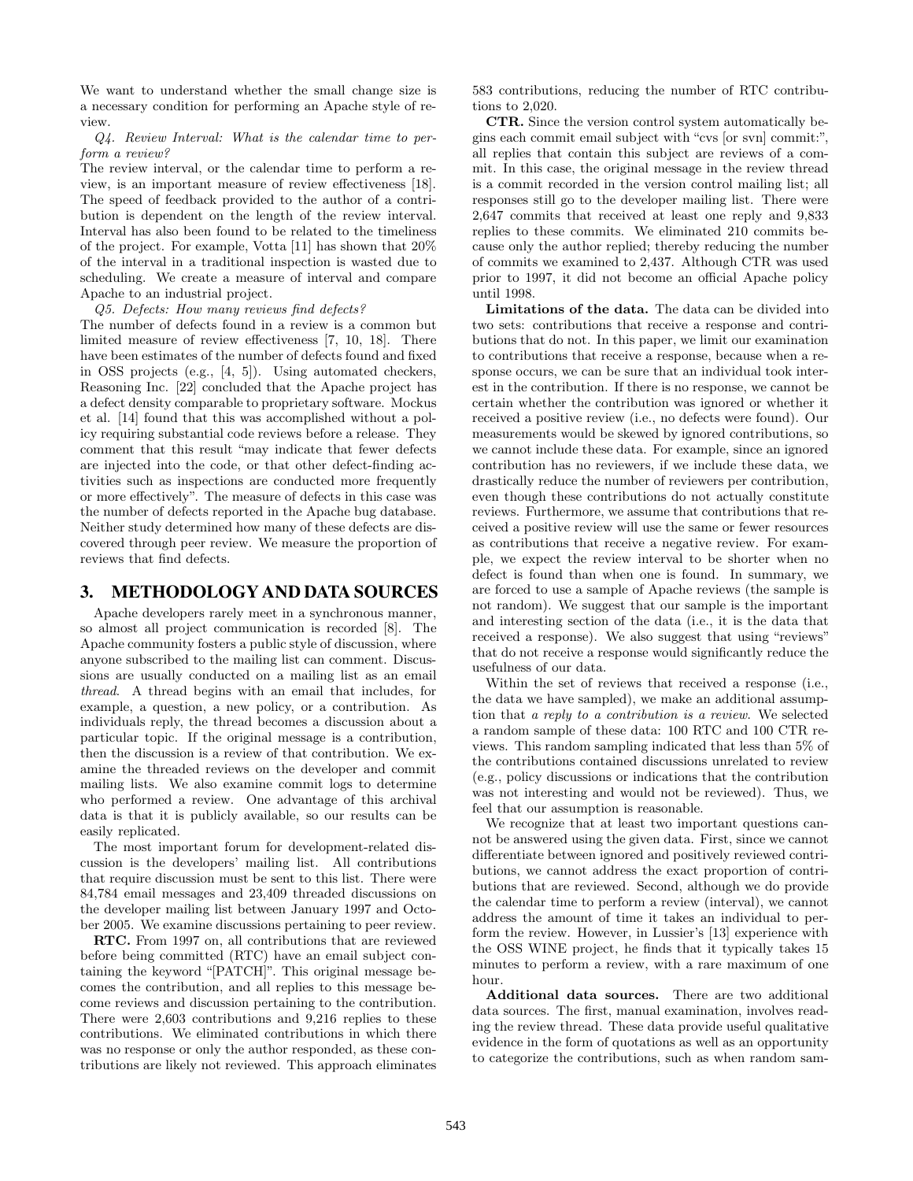We want to understand whether the small change size is a necessary condition for performing an Apache style of review.

*Q4. Review Interval: What is the calendar time to perform a review?*
The review interval, or the calendar time to perform a review, is an important measure of review effectiveness [18]. The speed of feedback provided to the author of a contribution is dependent on the length of the review interval. Interval has also been found to be related to the timeliness of the project. For example, Votta [11] has shown that 20% of the interval in a traditional inspection is wasted due to scheduling. We create a measure of interval and compare Apache to an industrial project.

*Q5. Defects: How many reviews find defects?*
The number of defects found in a review is a common but limited measure of review effectiveness [7, 10, 18]. There have been estimates of the number of defects found and fixed in OSS projects (e.g., [4, 5]). Using automated checkers, Reasoning Inc. [22] concluded that the Apache project has a defect density comparable to proprietary software. Mockus et al. [14] found that this was accomplished without a policy requiring substantial code reviews before a release. They comment that this result "may indicate that fewer defects are injected into the code, or that other defect-finding activities such as inspections are conducted more frequently or more effectively". The measure of defects in this case was the number of defects reported in the Apache bug database. Neither study determined how many of these defects are discovered through peer review. We measure the proportion of reviews that find defects.

## 3. METHODOLOGY AND DATA SOURCES

Apache developers rarely meet in a synchronous manner, so almost all project communication is recorded [8]. The Apache community fosters a public style of discussion, where anyone subscribed to the mailing list can comment. Discussions are usually conducted on a mailing list as an email *thread*. A thread begins with an email that includes, for example, a question, a new policy, or a contribution. As individuals reply, the thread becomes a discussion about a particular topic. If the original message is a contribution, then the discussion is a review of that contribution. We examine the threaded reviews on the developer and commit mailing lists. We also examine commit logs to determine who performed a review. One advantage of this archival data is that it is publicly available, so our results can be easily replicated.

The most important forum for development-related discussion is the developers' mailing list. All contributions that require discussion must be sent to this list. There were 84,784 email messages and 23,409 threaded discussions on the developer mailing list between January 1997 and October 2005. We examine discussions pertaining to peer review.

**RTC.** From 1997 on, all contributions that are reviewed before being committed (RTC) have an email subject containing the keyword "[PATCH]". This original message becomes the contribution, and all replies to this message become reviews and discussion pertaining to the contribution. There were 2,603 contributions and 9,216 replies to these contributions. We eliminated contributions in which there was no response or only the author responded, as these contributions are likely not reviewed. This approach eliminates 583 contributions, reducing the number of RTC contributions to 2,020.

**CTR.** Since the version control system automatically begins each commit email subject with "cvs [or svn] commit:", all replies that contain this subject are reviews of a commit. In this case, the original message in the review thread is a commit recorded in the version control mailing list; all responses still go to the developer mailing list. There were 2,647 commits that received at least one reply and 9,833 replies to these commits. We eliminated 210 commits because only the author replied; thereby reducing the number of commits we examined to 2,437. Although CTR was used prior to 1997, it did not become an official Apache policy until 1998.

**Limitations of the data.** The data can be divided into two sets: contributions that receive a response and contributions that do not. In this paper, we limit our examination to contributions that receive a response, because when a response occurs, we can be sure that an individual took interest in the contribution. If there is no response, we cannot be certain whether the contribution was ignored or whether it received a positive review (i.e., no defects were found). Our measurements would be skewed by ignored contributions, so we cannot include these data. For example, since an ignored contribution has no reviewers, if we include these data, we drastically reduce the number of reviewers per contribution, even though these contributions do not actually constitute reviews. Furthermore, we assume that contributions that received a positive review will use the same or fewer resources as contributions that receive a negative review. For example, we expect the review interval to be shorter when no defect is found than when one is found. In summary, we are forced to use a sample of Apache reviews (the sample is not random). We suggest that our sample is the important and interesting section of the data (i.e., it is the data that received a response). We also suggest that using "reviews" that do not receive a response would significantly reduce the usefulness of our data.

Within the set of reviews that received a response (i.e., the data we have sampled), we make an additional assumption that *a reply to a contribution is a review*. We selected a random sample of these data: 100 RTC and 100 CTR reviews. This random sampling indicated that less than 5% of the contributions contained discussions unrelated to review (e.g., policy discussions or indications that the contribution was not interesting and would not be reviewed). Thus, we feel that our assumption is reasonable.

We recognize that at least two important questions cannot be answered using the given data. First, since we cannot differentiate between ignored and positively reviewed contributions, we cannot address the exact proportion of contributions that are reviewed. Second, although we do provide the calendar time to perform a review (interval), we cannot address the amount of time it takes an individual to perform the review. However, in Lussier's [13] experience with the OSS WINE project, he finds that it typically takes 15 minutes to perform a review, with a rare maximum of one hour.

**Additional data sources.** There are two additional data sources. The first, manual examination, involves reading the review thread. These data provide useful qualitative evidence in the form of quotations as well as an opportunity to categorize the contributions, such as when random sam-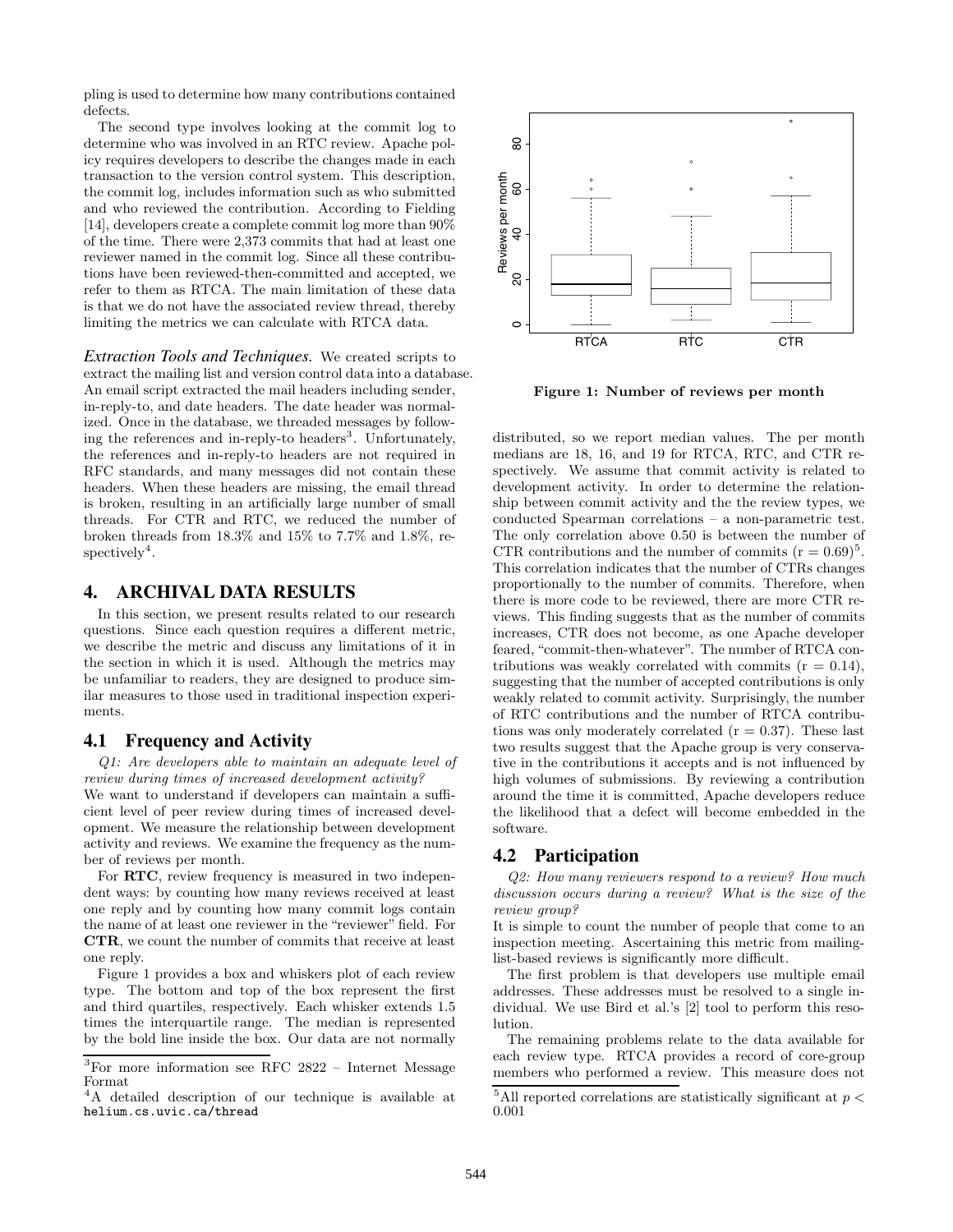pling is used to determine how many contributions contained defects.

The second type involves looking at the commit log to determine who was involved in an RTC review. Apache policy requires developers to describe the changes made in each transaction to the version control system. This description, the commit log, includes information such as who submitted and who reviewed the contribution. According to Fielding [14], developers create a complete commit log more than 90% of the time. There were 2,373 commits that had at least one reviewer named in the commit log. Since all these contributions have been reviewed-then-committed and accepted, we refer to them as RTCA. The main limitation of these data is that we do not have the associated review thread, thereby limiting the metrics we can calculate with RTCA data.

*Extraction Tools and Techniques.* We created scripts to extract the mailing list and version control data into a database. An email script extracted the mail headers including sender, in-reply-to, and date headers. The date header was normalized. Once in the database, we threaded messages by following the references and in-reply-to headers[3]. Unfortunately, the references and in-reply-to headers are not required in RFC standards, and many messages did not contain these headers. When these headers are missing, the email thread is broken, resulting in an artificially large number of small threads. For CTR and RTC, we reduced the number of broken threads from 18.3% and 15% to 7.7% and 1.8%, respectively[4].

## 4. ARCHIVAL DATA RESULTS

In this section, we present results related to our research questions. Since each question requires a different metric, we describe the metric and discuss any limitations of it in the section in which it is used. Although the metrics may be unfamiliar to readers, they are designed to produce similar measures to those used in traditional inspection experiments.

### 4.1 Frequency and Activity

*Q1: Are developers able to maintain an adequate level of review during times of increased development activity?*
We want to understand if developers can maintain a sufficient level of peer review during times of increased development. We measure the relationship between development activity and reviews. We examine the frequency as the number of reviews per month.

For **RTC**, review frequency is measured in two independent ways: by counting how many reviews received at least one reply and by counting how many commit logs contain the name of at least one reviewer in the "reviewer" field. For **CTR**, we count the number of commits that receive at least one reply.

Figure 1 provides a box and whiskers plot of each review type. The bottom and top of the box represent the first and third quartiles, respectively. Each whisker extends 1.5 times the interquartile range. The median is represented by the bold line inside the box. Our data are not normally distributed, so we report median values. The per month medians are 18, 16, and 19 for RTCA, RTC, and CTR respectively. We assume that commit activity is related to development activity. In order to determine the relationship between commit activity and the the review types, we conducted Spearman correlations – a non-parametric test. The only correlation above 0.50 is between the number of CTR contributions and the number of commits ($r = 0.69$)[5]. This correlation indicates that the number of CTRs changes proportionally to the number of commits. Therefore, when there is more code to be reviewed, there are more CTR reviews. This finding suggests that as the number of commits increases, CTR does not become, as one Apache developer feared, "commit-then-whatever". The number of RTCA contributions was weakly correlated with commits ($r = 0.14$), suggesting that the number of accepted contributions is only weakly related to commit activity. Surprisingly, the number of RTC contributions and the number of RTCA contributions was only moderately correlated ($r = 0.37$). These last two results suggest that the Apache group is very conservative in the contributions it accepts and is not influenced by high volumes of submissions. By reviewing a contribution around the time it is committed, Apache developers reduce the likelihood that a defect will become embedded in the software.

**Figure 1: Number of reviews per month**

### 4.2 Participation

*Q2: How many reviewers respond to a review? How much discussion occurs during a review? What is the size of the review group?*
It is simple to count the number of people that come to an inspection meeting. Ascertaining this metric from mailing-list-based reviews is significantly more difficult.

The first problem is that developers use multiple email addresses. These addresses must be resolved to a single individual. We use Bird et al.'s [2] tool to perform this resolution.

The remaining problems relate to the data available for each review type. RTCA provides a record of core-group members who performed a review. This measure does not

[3] For more information see RFC 2822 – Internet Message Format

[4] A detailed description of our technique is available at helium.cs.uvic.ca/thread

[5] All reported correlations are statistically significant at $p < 0.001$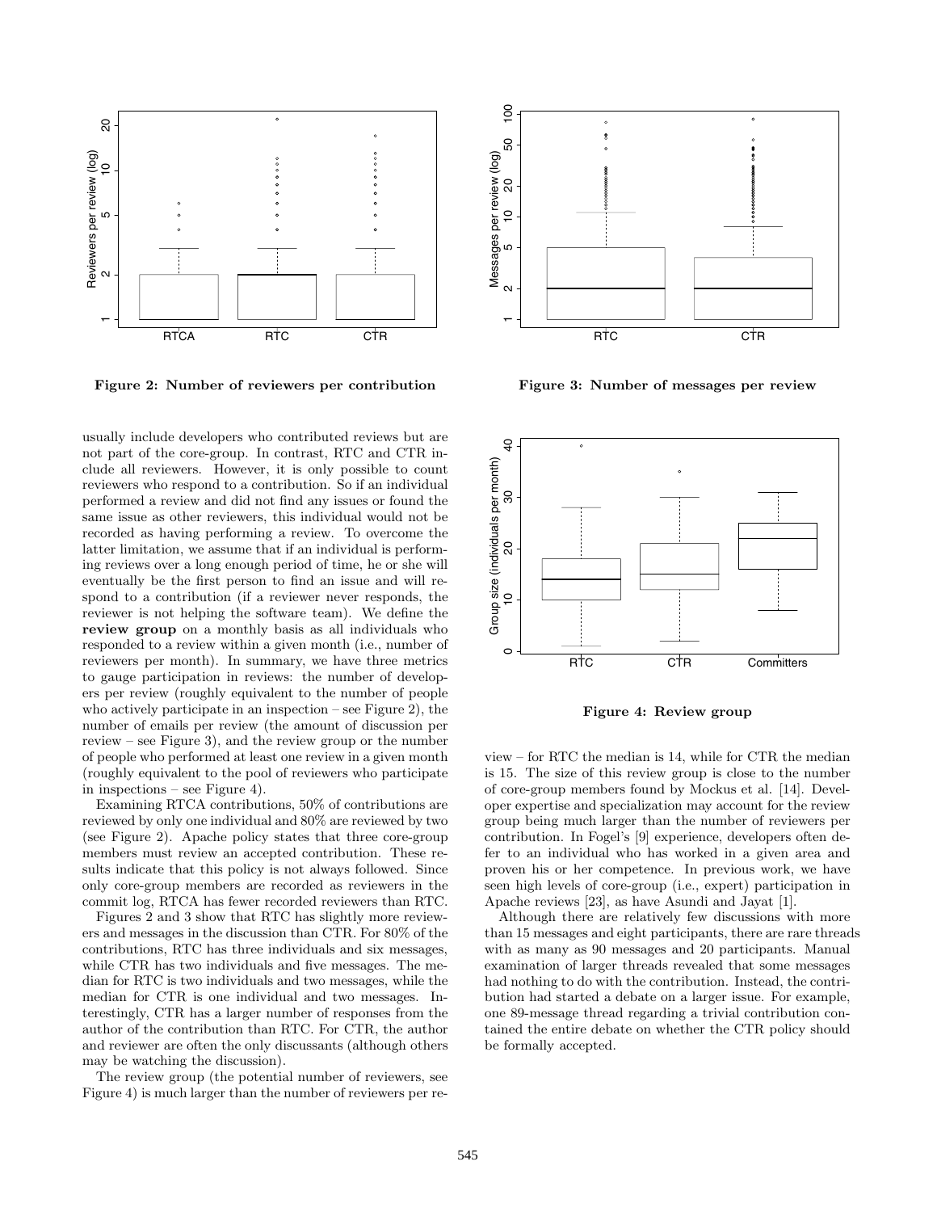Figure 2: Number of reviewers per contribution

Figure 3: Number of messages per review

usually include developers who contributed reviews but are not part of the core-group. In contrast, RTC and CTR include all reviewers. However, it is only possible to count reviewers who respond to a contribution. So if an individual performed a review and did not find any issues or found the same issue as other reviewers, this individual would not be recorded as having performing a review. To overcome the latter limitation, we assume that if an individual is performing reviews over a long enough period of time, he or she will eventually be the first person to find an issue and will respond to a contribution (if a reviewer never responds, the reviewer is not helping the software team). We define the **review group** on a monthly basis as all individuals who responded to a review within a given month (i.e., number of reviewers per month). In summary, we have three metrics to gauge participation in reviews: the number of developers per review (roughly equivalent to the number of people who actively participate in an inspection – see Figure 2), the number of emails per review (the amount of discussion per review – see Figure 3), and the review group or the number of people who performed at least one review in a given month (roughly equivalent to the pool of reviewers who participate in inspections – see Figure 4).

Examining RTCA contributions, 50% of contributions are reviewed by only one individual and 80% are reviewed by two (see Figure 2). Apache policy states that three core-group members must review an accepted contribution. These results indicate that this policy is not always followed. Since only core-group members are recorded as reviewers in the commit log, RTCA has fewer recorded reviewers than RTC.

Figures 2 and 3 show that RTC has slightly more reviewers and messages in the discussion than CTR. For 80% of the contributions, RTC has three individuals and six messages, while CTR has two individuals and five messages. The median for RTC is two individuals and two messages, while the median for CTR is one individual and two messages. Interestingly, CTR has a larger number of responses from the author of the contribution than RTC. For CTR, the author and reviewer are often the only discussants (although others may be watching the discussion).

The review group (the potential number of reviewers, see Figure 4) is much larger than the number of reviewers per review – for RTC the median is 14, while for CTR the median is 15. The size of this review group is close to the number of core-group members found by Mockus et al. [14]. Developer expertise and specialization may account for the review group being much larger than the number of reviewers per contribution. In Fogel's [9] experience, developers often defer to an individual who has worked in a given area and proven his or her competence. In previous work, we have seen high levels of core-group (i.e., expert) participation in Apache reviews [23], as have Asundi and Jayat [1].

Figure 4: Review group

Although there are relatively few discussions with more than 15 messages and eight participants, there are rare threads with as many as 90 messages and 20 participants. Manual examination of larger threads revealed that some messages had nothing to do with the contribution. Instead, the contribution had started a debate on a larger issue. For example, one 89-message thread regarding a trivial contribution contained the entire debate on whether the CTR policy should be formally accepted.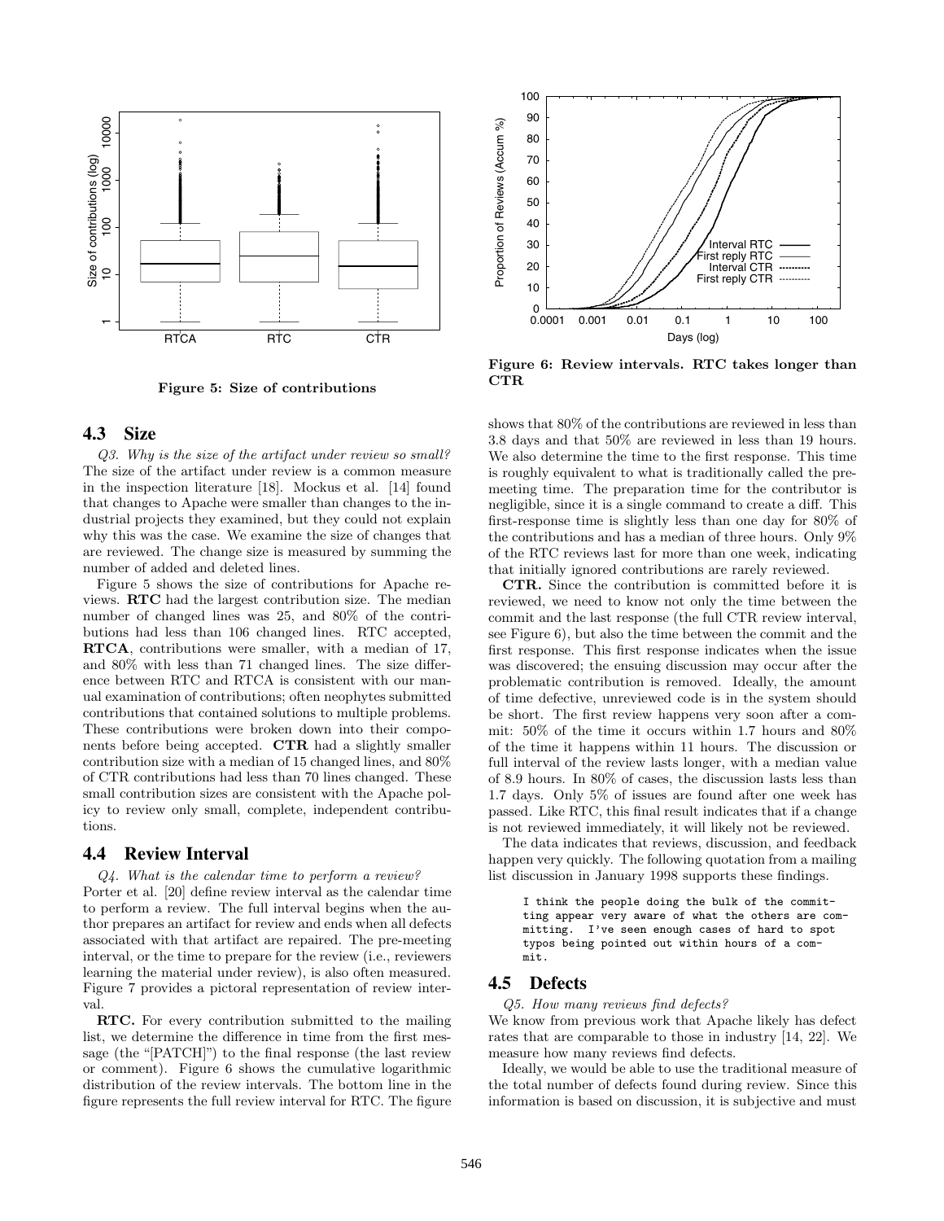Figure 5: Size of contributions

Figure 6: Review intervals. RTC takes longer than CTR

### 4.3 Size

*Q3. Why is the size of the artifact under review so small?* The size of the artifact under review is a common measure in the inspection literature [18]. Mockus et al. [14] found that changes to Apache were smaller than changes to the industrial projects they examined, but they could not explain why this was the case. We examine the size of changes that are reviewed. The change size is measured by summing the number of added and deleted lines.

Figure 5 shows the size of contributions for Apache reviews. **RTC** had the largest contribution size. The median number of changed lines was 25, and 80% of the contributions had less than 106 changed lines. RTC accepted, **RTCA**, contributions were smaller, with a median of 17, and 80% with less than 71 changed lines. The size difference between RTC and RTCA is consistent with our manual examination of contributions; often neophytes submitted contributions that contained solutions to multiple problems. These contributions were broken down into their components before being accepted. **CTR** had a slightly smaller contribution size with a median of 15 changed lines, and 80% of CTR contributions had less than 70 lines changed. These small contribution sizes are consistent with the Apache policy to review only small, complete, independent contributions.

### 4.4 Review Interval

*Q4. What is the calendar time to perform a review?* Porter et al. [20] define review interval as the calendar time to perform a review. The full interval begins when the author prepares an artifact for review and ends when all defects associated with that artifact are repaired. The pre-meeting interval, or the time to prepare for the review (i.e., reviewers learning the material under review), is also often measured. Figure 7 provides a pictoral representation of review interval.

**RTC.** For every contribution submitted to the mailing list, we determine the difference in time from the first message (the "[PATCH]") to the final response (the last review or comment). Figure 6 shows the cumulative logarithmic distribution of the review intervals. The bottom line in the figure represents the full review interval for RTC. The figure shows that 80% of the contributions are reviewed in less than 3.8 days and that 50% are reviewed in less than 19 hours. We also determine the time to the first response. This time is roughly equivalent to what is traditionally called the pre-meeting time. The preparation time for the contributor is negligible, since it is a single command to create a diff. This first-response time is slightly less than one day for 80% of the contributions and has a median of three hours. Only 9% of the RTC reviews last for more than one week, indicating that initially ignored contributions are rarely reviewed.

**CTR.** Since the contribution is committed before it is reviewed, we need to know not only the time between the commit and the last response (the full CTR review interval, see Figure 6), but also the time between the commit and the first response. This first response indicates when the issue was discovered; the ensuing discussion may occur after the problematic contribution is removed. Ideally, the amount of time defective, unreviewed code is in the system should be short. The first review happens very soon after a commit: 50% of the time it occurs within 1.7 hours and 80% of the time it happens within 11 hours. The discussion or full interval of the review lasts longer, with a median value of 8.9 hours. In 80% of cases, the discussion lasts less than 1.7 days. Only 5% of issues are found after one week has passed. Like RTC, this final result indicates that if a change is not reviewed immediately, it will likely not be reviewed.

The data indicates that reviews, discussion, and feedback happen very quickly. The following quotation from a mailing list discussion in January 1998 supports these findings.

```
I think the people doing the bulk of the commit-
ting appear very aware of what the others are com-
mitting.  I've seen enough cases of hard to spot
typos being pointed out within hours of a com-
mit.
```

### 4.5 Defects

*Q5. How many reviews find defects?*
We know from previous work that Apache likely has defect rates that are comparable to those in industry [14, 22]. We measure how many reviews find defects.

Ideally, we would be able to use the traditional measure of the total number of defects found during review. Since this information is based on discussion, it is subjective and must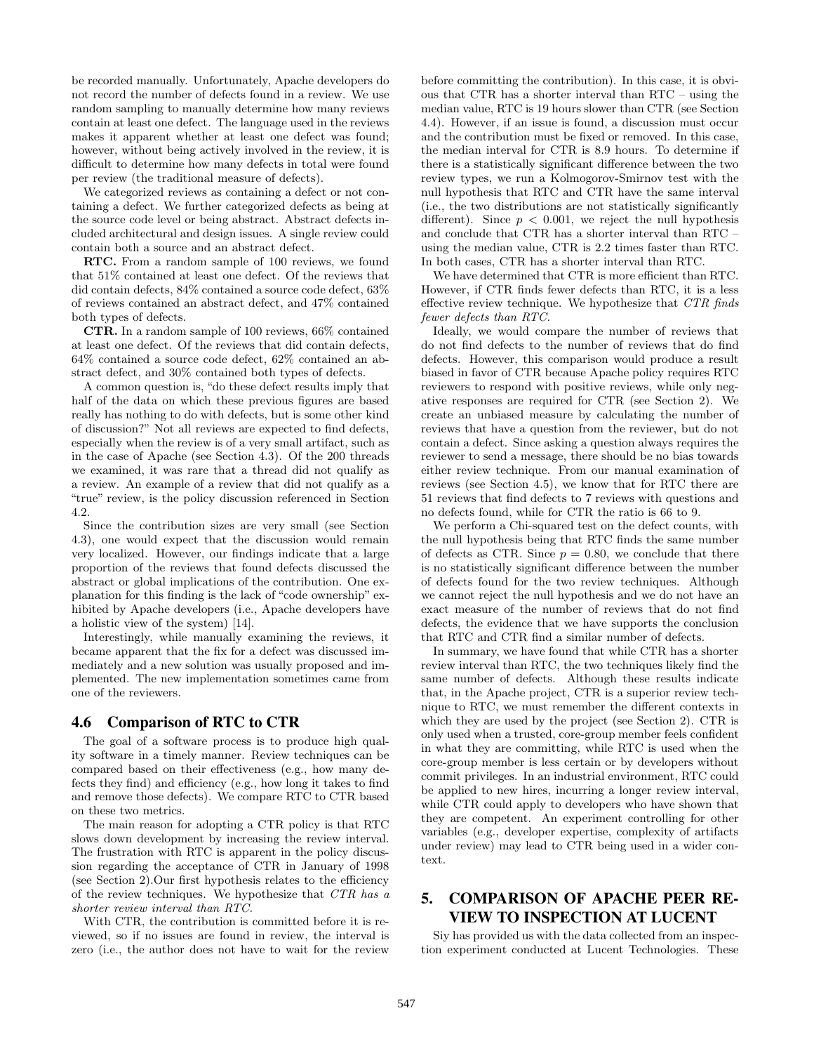be recorded manually. Unfortunately, Apache developers do not record the number of defects found in a review. We use random sampling to manually determine how many reviews contain at least one defect. The language used in the reviews makes it apparent whether at least one defect was found; however, without being actively involved in the review, it is difficult to determine how many defects in total were found per review (the traditional measure of defects).

We categorized reviews as containing a defect or not containing a defect. We further categorized defects as being at the source code level or being abstract. Abstract defects included architectural and design issues. A single review could contain both a source and an abstract defect.

**RTC.** From a random sample of 100 reviews, we found that 51% contained at least one defect. Of the reviews that did contain defects, 84% contained a source code defect, 63% of reviews contained an abstract defect, and 47% contained both types of defects.

**CTR.** In a random sample of 100 reviews, 66% contained at least one defect. Of the reviews that did contain defects, 64% contained a source code defect, 62% contained an abstract defect, and 30% contained both types of defects.

A common question is, "do these defect results imply that half of the data on which these previous figures are based really has nothing to do with defects, but is some other kind of discussion?" Not all reviews are expected to find defects, especially when the review is of a very small artifact, such as in the case of Apache (see Section 4.3). Of the 200 threads we examined, it was rare that a thread did not qualify as a review. An example of a review that did not qualify as a "true" review, is the policy discussion referenced in Section 4.2.

Since the contribution sizes are very small (see Section 4.3), one would expect that the discussion would remain very localized. However, our findings indicate that a large proportion of the reviews that found defects discussed the abstract or global implications of the contribution. One explanation for this finding is the lack of "code ownership" exhibited by Apache developers (i.e., Apache developers have a holistic view of the system) [14].

Interestingly, while manually examining the reviews, it became apparent that the fix for a defect was discussed immediately and a new solution was usually proposed and implemented. The new implementation sometimes came from one of the reviewers.

## 4.6 Comparison of RTC to CTR

The goal of a software process is to produce high quality software in a timely manner. Review techniques can be compared based on their effectiveness (e.g., how many defects they find) and efficiency (e.g., how long it takes to find and remove those defects). We compare RTC to CTR based on these two metrics.

The main reason for adopting a CTR policy is that RTC slows down development by increasing the review interval. The frustration with RTC is apparent in the policy discussion regarding the acceptance of CTR in January of 1998 (see Section 2).Our first hypothesis relates to the efficiency of the review techniques. We hypothesize that *CTR has a shorter review interval than RTC.*

With CTR, the contribution is committed before it is reviewed, so if no issues are found in review, the interval is zero (i.e., the author does not have to wait for the review before committing the contribution). In this case, it is obvious that CTR has a shorter interval than RTC – using the median value, RTC is 19 hours slower than CTR (see Section 4.4). However, if an issue is found, a discussion must occur and the contribution must be fixed or removed. In this case, the median interval for CTR is 8.9 hours. To determine if there is a statistically significant difference between the two review types, we run a Kolmogorov-Smirnov test with the null hypothesis that RTC and CTR have the same interval (i.e., the two distributions are not statistically significantly different). Since $p < 0.001$, we reject the null hypothesis and conclude that CTR has a shorter interval than RTC – using the median value, CTR is 2.2 times faster than RTC. In both cases, CTR has a shorter interval than RTC.

We have determined that CTR is more efficient than RTC. However, if CTR finds fewer defects than RTC, it is a less effective review technique. We hypothesize that *CTR finds fewer defects than RTC.*

Ideally, we would compare the number of reviews that do not find defects to the number of reviews that do find defects. However, this comparison would produce a result biased in favor of CTR because Apache policy requires RTC reviewers to respond with positive reviews, while only negative responses are required for CTR (see Section 2). We create an unbiased measure by calculating the number of reviews that have a question from the reviewer, but do not contain a defect. Since asking a question always requires the reviewer to send a message, there should be no bias towards either review technique. From our manual examination of reviews (see Section 4.5), we know that for RTC there are 51 reviews that find defects to 7 reviews with questions and no defects found, while for CTR the ratio is 66 to 9.

We perform a Chi-squared test on the defect counts, with the null hypothesis being that RTC finds the same number of defects as CTR. Since $p = 0.80$, we conclude that there is no statistically significant difference between the number of defects found for the two review techniques. Although we cannot reject the null hypothesis and we do not have an exact measure of the number of reviews that do not find defects, the evidence that we have supports the conclusion that RTC and CTR find a similar number of defects.

In summary, we have found that while CTR has a shorter review interval than RTC, the two techniques likely find the same number of defects. Although these results indicate that, in the Apache project, CTR is a superior review technique to RTC, we must remember the different contexts in which they are used by the project (see Section 2). CTR is only used when a trusted, core-group member feels confident in what they are committing, while RTC is used when the core-group member is less certain or by developers without commit privileges. In an industrial environment, RTC could be applied to new hires, incurring a longer review interval, while CTR could apply to developers who have shown that they are competent. An experiment controlling for other variables (e.g., developer expertise, complexity of artifacts under review) may lead to CTR being used in a wider context.

# 5. COMPARISON OF APACHE PEER REVIEW TO INSPECTION AT LUCENT

Siy has provided us with the data collected from an inspection experiment conducted at Lucent Technologies. These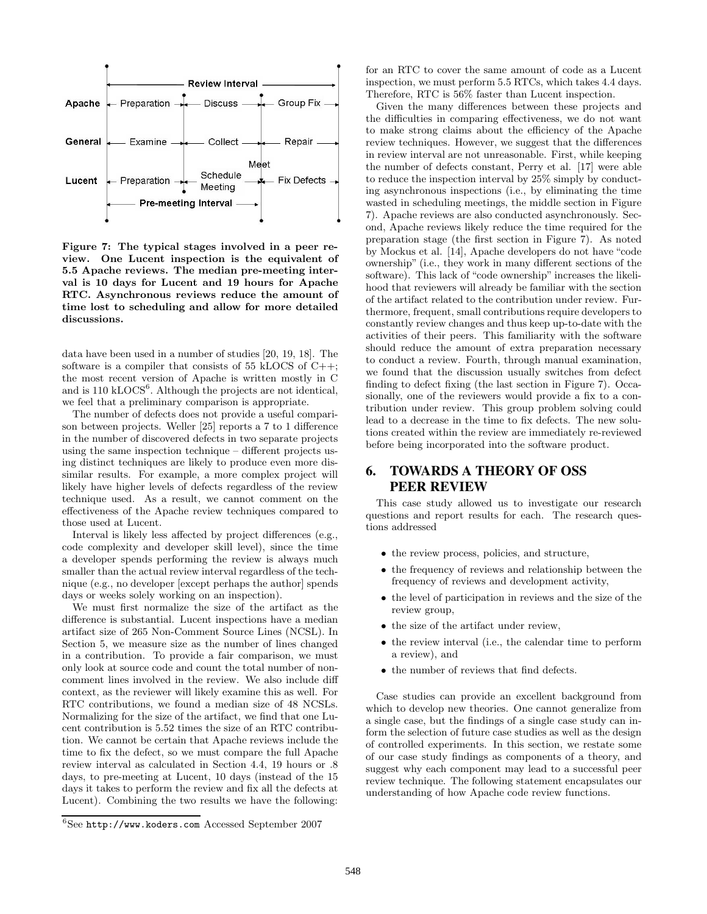Review Interval

| | | | |
|---|---|---|---|
| Apache | Preparation | Discuss | Group Fix |
| General | Examine | Collect | Repair |
| Lucent | Preparation | Schedule Meeting | Meet / Fix Defects |

Pre-meeting Interval

**Figure 7: The typical stages involved in a peer review. One Lucent inspection is the equivalent of 5.5 Apache reviews. The median pre-meeting interval is 10 days for Lucent and 19 hours for Apache RTC. Asynchronous reviews reduce the amount of time lost to scheduling and allow for more detailed discussions.**

data have been used in a number of studies [20, 19, 18]. The software is a compiler that consists of 55 kLOCS of C++; the most recent version of Apache is written mostly in C and is 110 kLOCS[6]. Although the projects are not identical, we feel that a preliminary comparison is appropriate.

The number of defects does not provide a useful comparison between projects. Weller [25] reports a 7 to 1 difference in the number of discovered defects in two separate projects using the same inspection technique – different projects using distinct techniques are likely to produce even more dissimilar results. For example, a more complex project will likely have higher levels of defects regardless of the review technique used. As a result, we cannot comment on the effectiveness of the Apache review techniques compared to those used at Lucent.

Interval is likely less affected by project differences (e.g., code complexity and developer skill level), since the time a developer spends performing the review is always much smaller than the actual review interval regardless of the technique (e.g., no developer [except perhaps the author] spends days or weeks solely working on an inspection).

We must first normalize the size of the artifact as the difference is substantial. Lucent inspections have a median artifact size of 265 Non-Comment Source Lines (NCSL). In Section 5, we measure size as the number of lines changed in a contribution. To provide a fair comparison, we must only look at source code and count the total number of non-comment lines involved in the review. We also include diff context, as the reviewer will likely examine this as well. For RTC contributions, we found a median size of 48 NCSLs. Normalizing for the size of the artifact, we find that one Lucent contribution is 5.52 times the size of an RTC contribution. We cannot be certain that Apache reviews include the time to fix the defect, so we must compare the full Apache review interval as calculated in Section 4.4, 19 hours or .8 days, to pre-meeting at Lucent, 10 days (instead of the 15 days it takes to perform the review and fix all the defects at Lucent). Combining the two results we have the following: for an RTC to cover the same amount of code as a Lucent inspection, we must perform 5.5 RTCs, which takes 4.4 days. Therefore, RTC is 56% faster than Lucent inspection.

Given the many differences between these projects and the difficulties in comparing effectiveness, we do not want to make strong claims about the efficiency of the Apache review techniques. However, we suggest that the differences in review interval are not unreasonable. First, while keeping the number of defects constant, Perry et al. [17] were able to reduce the inspection interval by 25% simply by conducting asynchronous inspections (i.e., by eliminating the time wasted in scheduling meetings, the middle section in Figure 7). Apache reviews are also conducted asynchronously. Second, Apache reviews likely reduce the time required for the preparation stage (the first section in Figure 7). As noted by Mockus et al. [14], Apache developers do not have "code ownership" (i.e., they work in many different sections of the software). This lack of "code ownership" increases the likelihood that reviewers will already be familiar with the section of the artifact related to the contribution under review. Furthermore, frequent, small contributions require developers to constantly review changes and thus keep up-to-date with the activities of their peers. This familiarity with the software should reduce the amount of extra preparation necessary to conduct a review. Fourth, through manual examination, we found that the discussion usually switches from defect finding to defect fixing (the last section in Figure 7). Occasionally, one of the reviewers would provide a fix to a contribution under review. This group problem solving could lead to a decrease in the time to fix defects. The new solutions created within the review are immediately re-reviewed before being incorporated into the software product.

## 6. TOWARDS A THEORY OF OSS PEER REVIEW

This case study allowed us to investigate our research questions and report results for each. The research questions addressed

- the review process, policies, and structure,
- the frequency of reviews and relationship between the frequency of reviews and development activity,
- the level of participation in reviews and the size of the review group,
- the size of the artifact under review,
- the review interval (i.e., the calendar time to perform a review), and
- the number of reviews that find defects.

Case studies can provide an excellent background from which to develop new theories. One cannot generalize from a single case, but the findings of a single case study can inform the selection of future case studies as well as the design of controlled experiments. In this section, we restate some of our case study findings as components of a theory, and suggest why each component may lead to a successful peer review technique. The following statement encapsulates our understanding of how Apache code review functions.

[6] See http://www.koders.com Accessed September 2007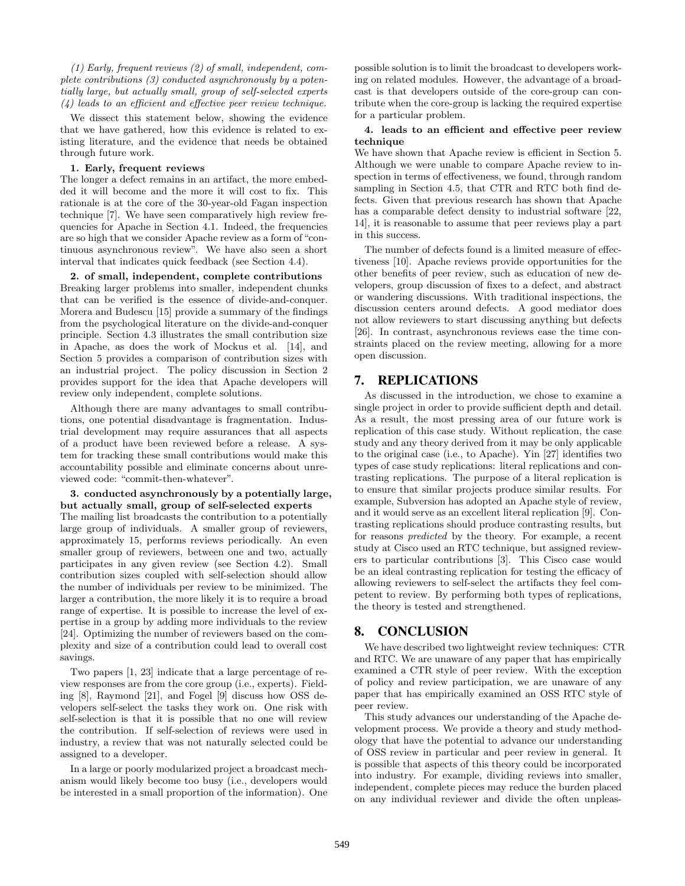*(1) Early, frequent reviews (2) of small, independent, complete contributions (3) conducted asynchronously by a potentially large, but actually small, group of self-selected experts (4) leads to an efficient and effective peer review technique.*

We dissect this statement below, showing the evidence that we have gathered, how this evidence is related to existing literature, and the evidence that needs be obtained through future work.

**1. Early, frequent reviews**

The longer a defect remains in an artifact, the more embedded it will become and the more it will cost to fix. This rationale is at the core of the 30-year-old Fagan inspection technique [7]. We have seen comparatively high review frequencies for Apache in Section 4.1. Indeed, the frequencies are so high that we consider Apache review as a form of "continuous asynchronous review". We have also seen a short interval that indicates quick feedback (see Section 4.4).

**2. of small, independent, complete contributions**

Breaking larger problems into smaller, independent chunks that can be verified is the essence of divide-and-conquer. Morera and Budescu [15] provide a summary of the findings from the psychological literature on the divide-and-conquer principle. Section 4.3 illustrates the small contribution size in Apache, as does the work of Mockus et al. [14], and Section 5 provides a comparison of contribution sizes with an industrial project. The policy discussion in Section 2 provides support for the idea that Apache developers will review only independent, complete solutions.

Although there are many advantages to small contributions, one potential disadvantage is fragmentation. Industrial development may require assurances that all aspects of a product have been reviewed before a release. A system for tracking these small contributions would make this accountability possible and eliminate concerns about unreviewed code: "commit-then-whatever".

**3. conducted asynchronously by a potentially large, but actually small, group of self-selected experts**

The mailing list broadcasts the contribution to a potentially large group of individuals. A smaller group of reviewers, approximately 15, performs reviews periodically. An even smaller group of reviewers, between one and two, actually participates in any given review (see Section 4.2). Small contribution sizes coupled with self-selection should allow the number of individuals per review to be minimized. The larger a contribution, the more likely it is to require a broad range of expertise. It is possible to increase the level of expertise in a group by adding more individuals to the review [24]. Optimizing the number of reviewers based on the complexity and size of a contribution could lead to overall cost savings.

Two papers [1, 23] indicate that a large percentage of review responses are from the core group (i.e., experts). Fielding [8], Raymond [21], and Fogel [9] discuss how OSS developers self-select the tasks they work on. One risk with self-selection is that it is possible that no one will review the contribution. If self-selection of reviews were used in industry, a review that was not naturally selected could be assigned to a developer.

In a large or poorly modularized project a broadcast mechanism would likely become too busy (i.e., developers would be interested in a small proportion of the information). One possible solution is to limit the broadcast to developers working on related modules. However, the advantage of a broadcast is that developers outside of the core-group can contribute when the core-group is lacking the required expertise for a particular problem.

**4. leads to an efficient and effective peer review technique**

We have shown that Apache review is efficient in Section 5. Although we were unable to compare Apache review to inspection in terms of effectiveness, we found, through random sampling in Section 4.5, that CTR and RTC both find defects. Given that previous research has shown that Apache has a comparable defect density to industrial software [22, 14], it is reasonable to assume that peer reviews play a part in this success.

The number of defects found is a limited measure of effectiveness [10]. Apache reviews provide opportunities for the other benefits of peer review, such as education of new developers, group discussion of fixes to a defect, and abstract or wandering discussions. With traditional inspections, the discussion centers around defects. A good mediator does not allow reviewers to start discussing anything but defects [26]. In contrast, asynchronous reviews ease the time constraints placed on the review meeting, allowing for a more open discussion.

## 7. REPLICATIONS

As discussed in the introduction, we chose to examine a single project in order to provide sufficient depth and detail. As a result, the most pressing area of our future work is replication of this case study. Without replication, the case study and any theory derived from it may be only applicable to the original case (i.e., to Apache). Yin [27] identifies two types of case study replications: literal replications and contrasting replications. The purpose of a literal replication is to ensure that similar projects produce similar results. For example, Subversion has adopted an Apache style of review, and it would serve as an excellent literal replication [9]. Contrasting replications should produce contrasting results, but for reasons *predicted* by the theory. For example, a recent study at Cisco used an RTC technique, but assigned reviewers to particular contributions [3]. This Cisco case would be an ideal contrasting replication for testing the efficacy of allowing reviewers to self-select the artifacts they feel competent to review. By performing both types of replications, the theory is tested and strengthened.

## 8. CONCLUSION

We have described two lightweight review techniques: CTR and RTC. We are unaware of any paper that has empirically examined a CTR style of peer review. With the exception of policy and review participation, we are unaware of any paper that has empirically examined an OSS RTC style of peer review.

This study advances our understanding of the Apache development process. We provide a theory and study methodology that have the potential to advance our understanding of OSS review in particular and peer review in general. It is possible that aspects of this theory could be incorporated into industry. For example, dividing reviews into smaller, independent, complete pieces may reduce the burden placed on any individual reviewer and divide the often unpleas-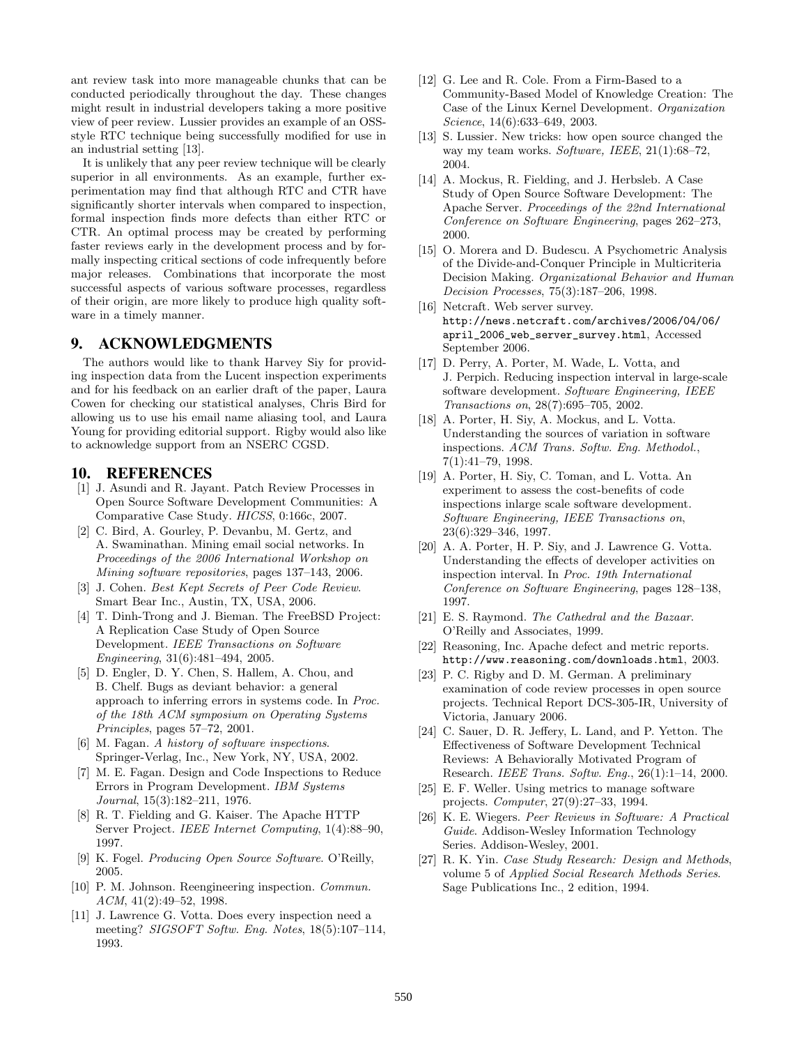ant review task into more manageable chunks that can be conducted periodically throughout the day. These changes might result in industrial developers taking a more positive view of peer review. Lussier provides an example of an OSS-style RTC technique being successfully modified for use in an industrial setting [13].

It is unlikely that any peer review technique will be clearly superior in all environments. As an example, further experimentation may find that although RTC and CTR have significantly shorter intervals when compared to inspection, formal inspection finds more defects than either RTC or CTR. An optimal process may be created by performing faster reviews early in the development process and by formally inspecting critical sections of code infrequently before major releases. Combinations that incorporate the most successful aspects of various software processes, regardless of their origin, are more likely to produce high quality software in a timely manner.

## 9. ACKNOWLEDGMENTS

The authors would like to thank Harvey Siy for providing inspection data from the Lucent inspection experiments and for his feedback on an earlier draft of the paper, Laura Cowen for checking our statistical analyses, Chris Bird for allowing us to use his email name aliasing tool, and Laura Young for providing editorial support. Rigby would also like to acknowledge support from an NSERC CGSD.

## 10. REFERENCES

[1] J. Asundi and R. Jayant. Patch Review Processes in Open Source Software Development Communities: A Comparative Case Study. *HICSS*, 0:166c, 2007.

[2] C. Bird, A. Gourley, P. Devanbu, M. Gertz, and A. Swaminathan. Mining email social networks. In *Proceedings of the 2006 International Workshop on Mining software repositories*, pages 137–143, 2006.

[3] J. Cohen. *Best Kept Secrets of Peer Code Review*. Smart Bear Inc., Austin, TX, USA, 2006.

[4] T. Dinh-Trong and J. Bieman. The FreeBSD Project: A Replication Case Study of Open Source Development. *IEEE Transactions on Software Engineering*, 31(6):481–494, 2005.

[5] D. Engler, D. Y. Chen, S. Hallem, A. Chou, and B. Chelf. Bugs as deviant behavior: a general approach to inferring errors in systems code. In *Proc. of the 18th ACM symposium on Operating Systems Principles*, pages 57–72, 2001.

[6] M. Fagan. *A history of software inspections*. Springer-Verlag, Inc., New York, NY, USA, 2002.

[7] M. E. Fagan. Design and Code Inspections to Reduce Errors in Program Development. *IBM Systems Journal*, 15(3):182–211, 1976.

[8] R. T. Fielding and G. Kaiser. The Apache HTTP Server Project. *IEEE Internet Computing*, 1(4):88–90, 1997.

[9] K. Fogel. *Producing Open Source Software*. O'Reilly, 2005.

[10] P. M. Johnson. Reengineering inspection. *Commun. ACM*, 41(2):49–52, 1998.

[11] J. Lawrence G. Votta. Does every inspection need a meeting? *SIGSOFT Softw. Eng. Notes*, 18(5):107–114, 1993.

[12] G. Lee and R. Cole. From a Firm-Based to a Community-Based Model of Knowledge Creation: The Case of the Linux Kernel Development. *Organization Science*, 14(6):633–649, 2003.

[13] S. Lussier. New tricks: how open source changed the way my team works. *Software, IEEE*, 21(1):68–72, 2004.

[14] A. Mockus, R. Fielding, and J. Herbsleb. A Case Study of Open Source Software Development: The Apache Server. *Proceedings of the 22nd International Conference on Software Engineering*, pages 262–273, 2000.

[15] O. Morera and D. Budescu. A Psychometric Analysis of the Divide-and-Conquer Principle in Multicriteria Decision Making. *Organizational Behavior and Human Decision Processes*, 75(3):187–206, 1998.

[16] Netcraft. Web server survey. `http://news.netcraft.com/archives/2006/04/06/april_2006_web_server_survey.html`, Accessed September 2006.

[17] D. Perry, A. Porter, M. Wade, L. Votta, and J. Perpich. Reducing inspection interval in large-scale software development. *Software Engineering, IEEE Transactions on*, 28(7):695–705, 2002.

[18] A. Porter, H. Siy, A. Mockus, and L. Votta. Understanding the sources of variation in software inspections. *ACM Trans. Softw. Eng. Methodol.*, 7(1):41–79, 1998.

[19] A. Porter, H. Siy, C. Toman, and L. Votta. An experiment to assess the cost-benefits of code inspections inlarge scale software development. *Software Engineering, IEEE Transactions on*, 23(6):329–346, 1997.

[20] A. A. Porter, H. P. Siy, and J. Lawrence G. Votta. Understanding the effects of developer activities on inspection interval. In *Proc. 19th International Conference on Software Engineering*, pages 128–138, 1997.

[21] E. S. Raymond. *The Cathedral and the Bazaar*. O'Reilly and Associates, 1999.

[22] Reasoning, Inc. Apache defect and metric reports. `http://www.reasoning.com/downloads.html`, 2003.

[23] P. C. Rigby and D. M. German. A preliminary examination of code review processes in open source projects. Technical Report DCS-305-IR, University of Victoria, January 2006.

[24] C. Sauer, D. R. Jeffery, L. Land, and P. Yetton. The Effectiveness of Software Development Technical Reviews: A Behaviorally Motivated Program of Research. *IEEE Trans. Softw. Eng.*, 26(1):1–14, 2000.

[25] E. F. Weller. Using metrics to manage software projects. *Computer*, 27(9):27–33, 1994.

[26] K. E. Wiegers. *Peer Reviews in Software: A Practical Guide*. Addison-Wesley Information Technology Series. Addison-Wesley, 2001.

[27] R. K. Yin. *Case Study Research: Design and Methods*, volume 5 of *Applied Social Research Methods Series*. Sage Publications Inc., 2 edition, 1994.